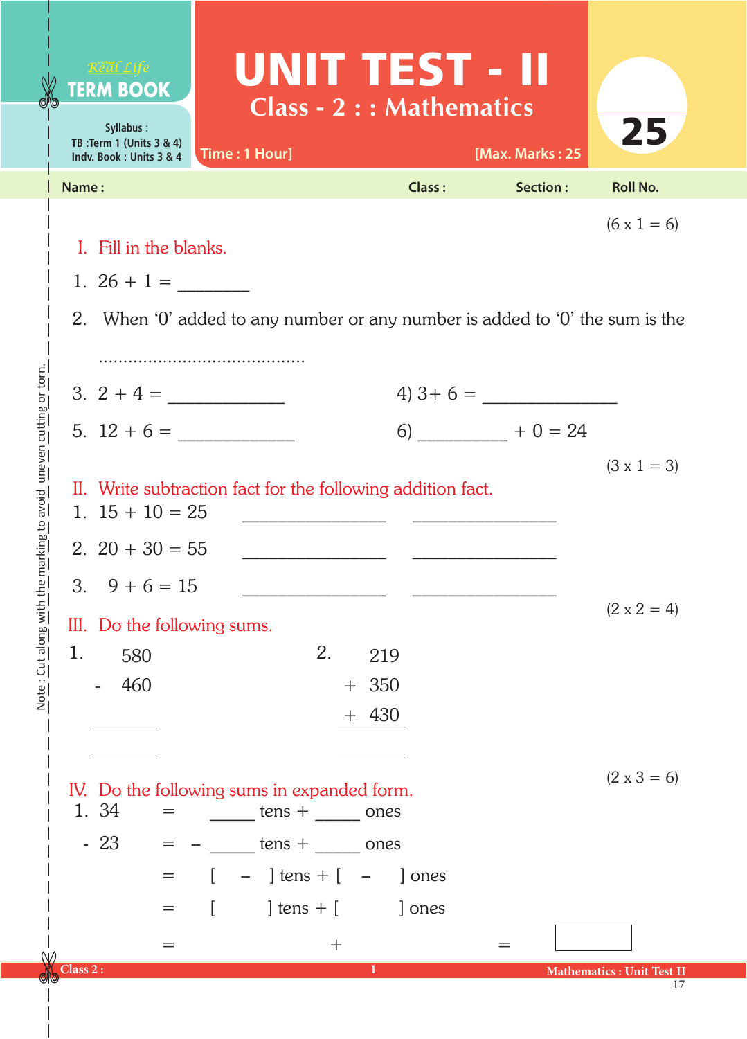Real Life **TERM BOOK**

Syllabus :
TB :Term 1 (Units 3 & 4)
Indv. Book : Units 3 & 4

# UNIT TEST - II

## Class - 2 : : Mathematics

Time : 1 Hour] [Max. Marks : 25

25

**Name :** **Class :** **Section :** **Roll No.**

(6 x 1 = 6)

**I. Fill in the blanks.**

1. 26 + 1 = ________

2. When '0' added to any number or any number is added to '0' the sum is the ..........................................

3. 2 + 4 = ____________  4) 3+ 6 = ______________

5. 12 + 6 = ____________  6) _________ + 0 = 24

(3 x 1 = 3)

**II. Write subtraction fact for the following addition fact.**

1. 15 + 10 = 25 _______________ _______________

2. 20 + 30 = 55 _______________ _______________

3. 9 + 6 = 15 _______________ _______________

(2 x 2 = 4)

**III. Do the following sums.**

1.
```
   580
 - 460
 _____

 _____
```

2.
```
   219
 + 350
 + 430
 _____

 _____
```

(2 x 3 = 6)

**IV. Do the following sums in expanded form.**

1.
```
   34  =     _____ tens + _____ ones
 - 23  =  –  _____ tens + _____ ones
       =  [  –  ] tens + [  –  ] ones
       =  [     ] tens + [     ] ones
       =              +              = [      ]
```

Note : Cut along with the marking to avoid uneven cutting or torn.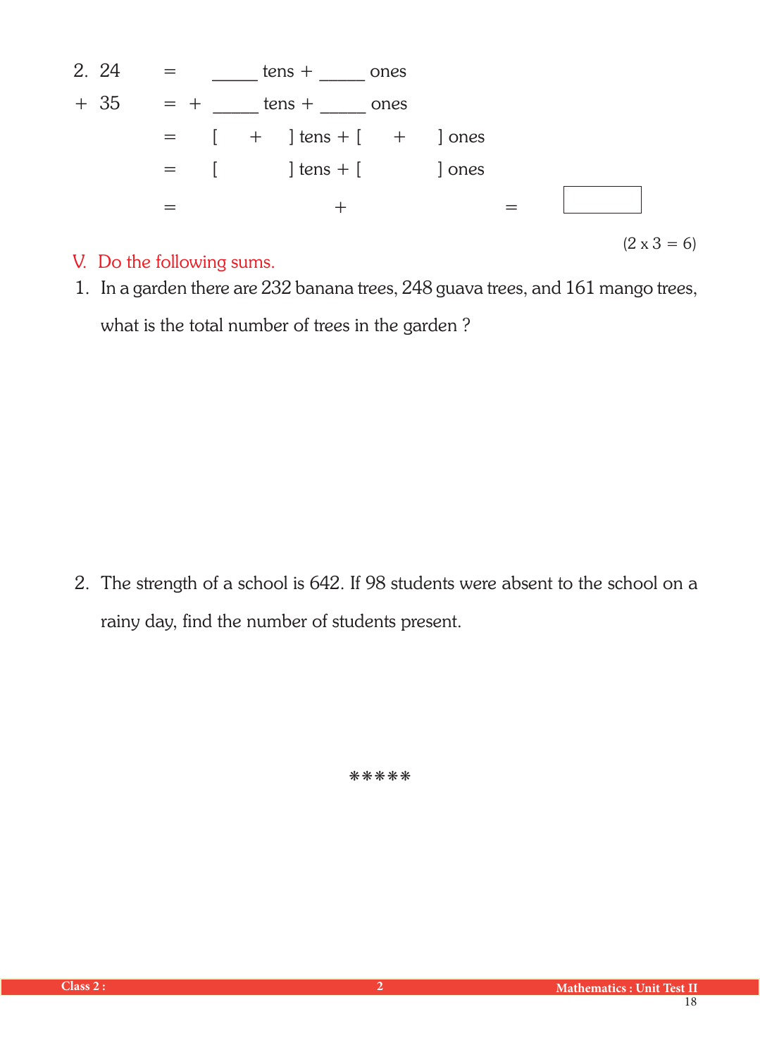2. 24 = _____ tens + _____ ones

\+ 35 = + _____ tens + _____ ones

= [ + ] tens + [ + ] ones

= [ ] tens + [ ] ones

= + = ☐

(2 x 3 = 6)

## V. Do the following sums.

1. In a garden there are 232 banana trees, 248 guava trees, and 161 mango trees, what is the total number of trees in the garden ?

2. The strength of a school is 642. If 98 students were absent to the school on a rainy day, find the number of students present.

*****